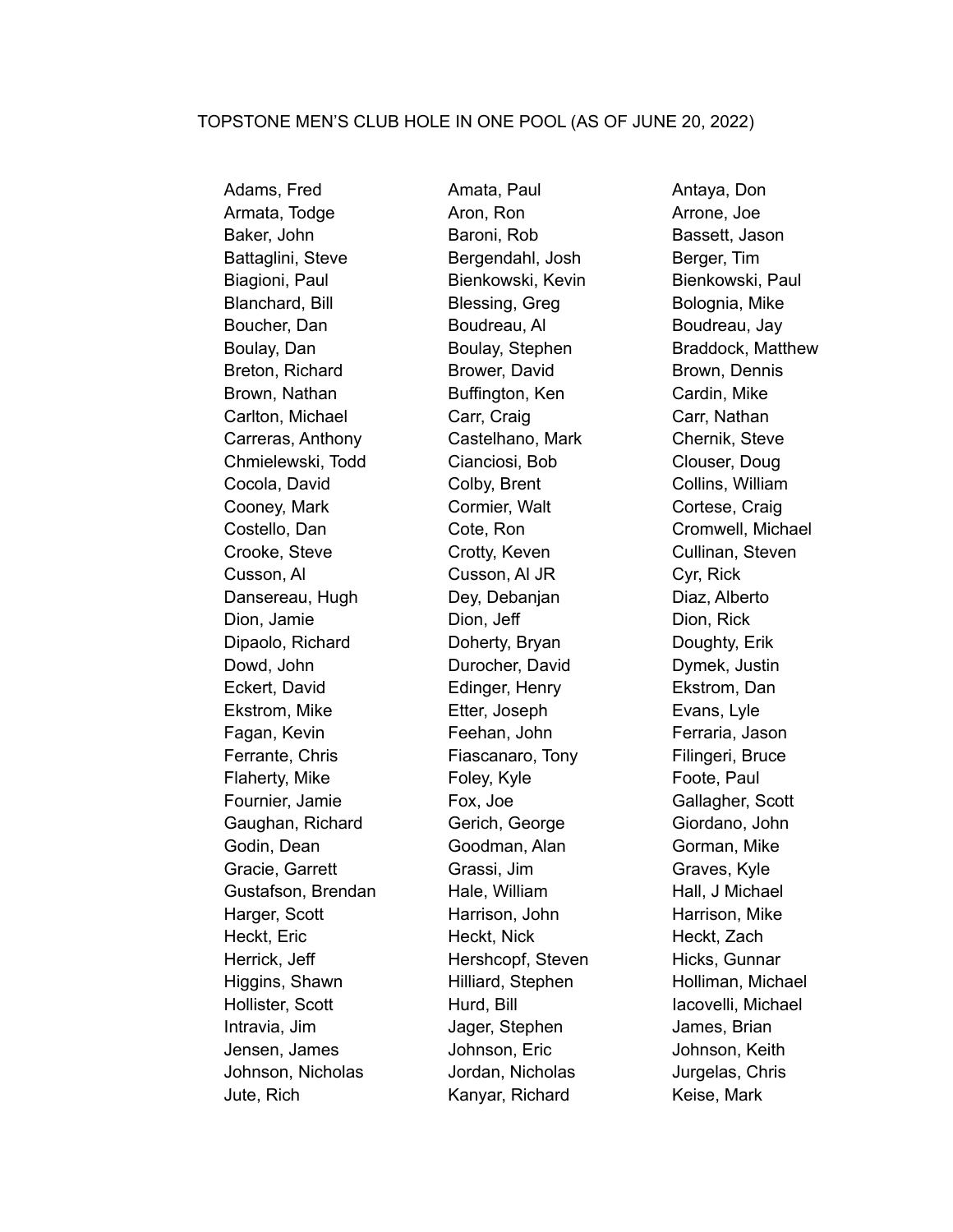TOPSTONE MEN'S CLUB HOLE IN ONE POOL (AS OF JUNE 20, 2022)

Adams, Fred
Amata, Paul
Antaya, Don
Armata, Todge
Aron, Ron
Arrone, Joe
Baker, John
Baroni, Rob
Bassett, Jason
Battaglini, Steve
Bergendahl, Josh
Berger, Tim
Biagioni, Paul
Bienkowski, Kevin
Bienkowski, Paul
Blanchard, Bill
Blessing, Greg
Bolognia, Mike
Boucher, Dan
Boudreau, Al
Boudreau, Jay
Boulay, Dan
Boulay, Stephen
Braddock, Matthew
Breton, Richard
Brower, David
Brown, Dennis
Brown, Nathan
Buffington, Ken
Cardin, Mike
Carlton, Michael
Carr, Craig
Carr, Nathan
Carreras, Anthony
Castelhano, Mark
Chernik, Steve
Chmielewski, Todd
Cianciosi, Bob
Clouser, Doug
Cocola, David
Colby, Brent
Collins, William
Cooney, Mark
Cormier, Walt
Cortese, Craig
Costello, Dan
Cote, Ron
Cromwell, Michael
Crooke, Steve
Crotty, Keven
Cullinan, Steven
Cusson, Al
Cusson, Al JR
Cyr, Rick
Dansereau, Hugh
Dey, Debanjan
Diaz, Alberto
Dion, Jamie
Dion, Jeff
Dion, Rick
Dipaolo, Richard
Doherty, Bryan
Doughty, Erik
Dowd, John
Durocher, David
Dymek, Justin
Eckert, David
Edinger, Henry
Ekstrom, Dan
Ekstrom, Mike
Etter, Joseph
Evans, Lyle
Fagan, Kevin
Feehan, John
Ferraria, Jason
Ferrante, Chris
Fiascanaro, Tony
Filingeri, Bruce
Flaherty, Mike
Foley, Kyle
Foote, Paul
Fournier, Jamie
Fox, Joe
Gallagher, Scott
Gaughan, Richard
Gerich, George
Giordano, John
Godin, Dean
Goodman, Alan
Gorman, Mike
Gracie, Garrett
Grassi, Jim
Graves, Kyle
Gustafson, Brendan
Hale, William
Hall, J Michael
Harger, Scott
Harrison, John
Harrison, Mike
Heckt, Eric
Heckt, Nick
Heckt, Zach
Herrick, Jeff
Hershcopf, Steven
Hicks, Gunnar
Higgins, Shawn
Hilliard, Stephen
Holliman, Michael
Hollister, Scott
Hurd, Bill
Iacovelli, Michael
Intravia, Jim
Jager, Stephen
James, Brian
Jensen, James
Johnson, Eric
Johnson, Keith
Johnson, Nicholas
Jordan, Nicholas
Jurgelas, Chris
Jute, Rich
Kanyar, Richard
Keise, Mark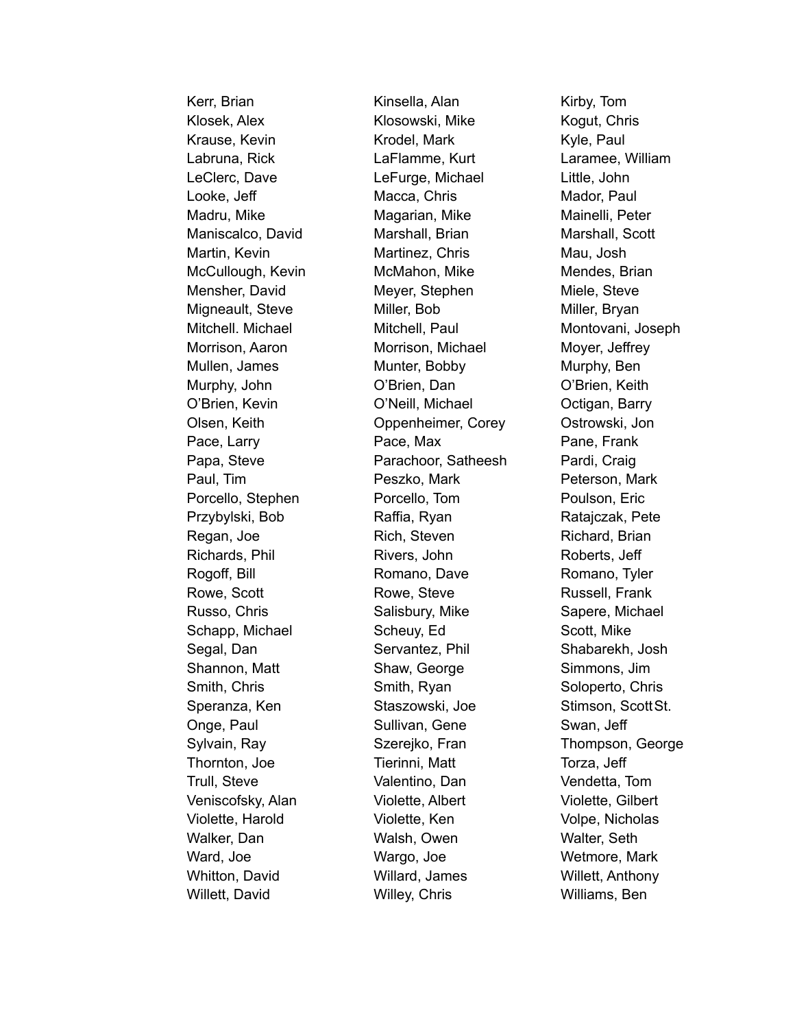Kerr, Brian
Kinsella, Alan
Kirby, Tom
Klosek, Alex
Klosowski, Mike
Kogut, Chris
Krause, Kevin
Krodel, Mark
Kyle, Paul
Labruna, Rick
LaFlamme, Kurt
Laramee, William
LeClerc, Dave
LeFurge, Michael
Little, John
Looke, Jeff
Macca, Chris
Mador, Paul
Madru, Mike
Magarian, Mike
Mainelli, Peter
Maniscalco, David
Marshall, Brian
Marshall, Scott
Martin, Kevin
Martinez, Chris
Mau, Josh
McCullough, Kevin
McMahon, Mike
Mendes, Brian
Mensher, David
Meyer, Stephen
Miele, Steve
Migneault, Steve
Miller, Bob
Miller, Bryan
Mitchell. Michael
Mitchell, Paul
Montovani, Joseph
Morrison, Aaron
Morrison, Michael
Moyer, Jeffrey
Mullen, James
Munter, Bobby
Murphy, Ben
Murphy, John
O'Brien, Dan
O'Brien, Keith
O'Brien, Kevin
O'Neill, Michael
Octigan, Barry
Olsen, Keith
Oppenheimer, Corey
Ostrowski, Jon
Pace, Larry
Pace, Max
Pane, Frank
Papa, Steve
Parachoor, Satheesh
Pardi, Craig
Paul, Tim
Peszko, Mark
Peterson, Mark
Porcello, Stephen
Porcello, Tom
Poulson, Eric
Przybylski, Bob
Raffia, Ryan
Ratajczak, Pete
Regan, Joe
Rich, Steven
Richard, Brian
Richards, Phil
Rivers, John
Roberts, Jeff
Rogoff, Bill
Romano, Dave
Romano, Tyler
Rowe, Scott
Rowe, Steve
Russell, Frank
Russo, Chris
Salisbury, Mike
Sapere, Michael
Schapp, Michael
Scheuy, Ed
Scott, Mike
Segal, Dan
Servantez, Phil
Shabarekh, Josh
Shannon, Matt
Shaw, George
Simmons, Jim
Smith, Chris
Smith, Ryan
Soloperto, Chris
Speranza, Ken
Staszowski, Joe
Stimson, Scott St.
Onge, Paul
Sullivan, Gene
Swan, Jeff
Sylvain, Ray
Szerejko, Fran
Thompson, George
Thornton, Joe
Tierinni, Matt
Torza, Jeff
Trull, Steve
Valentino, Dan
Vendetta, Tom
Veniscofsky, Alan
Violette, Albert
Violette, Gilbert
Violette, Harold
Violette, Ken
Volpe, Nicholas
Walker, Dan
Walsh, Owen
Walter, Seth
Ward, Joe
Wargo, Joe
Wetmore, Mark
Whitton, David
Willard, James
Willett, Anthony
Willett, David
Willey, Chris
Williams, Ben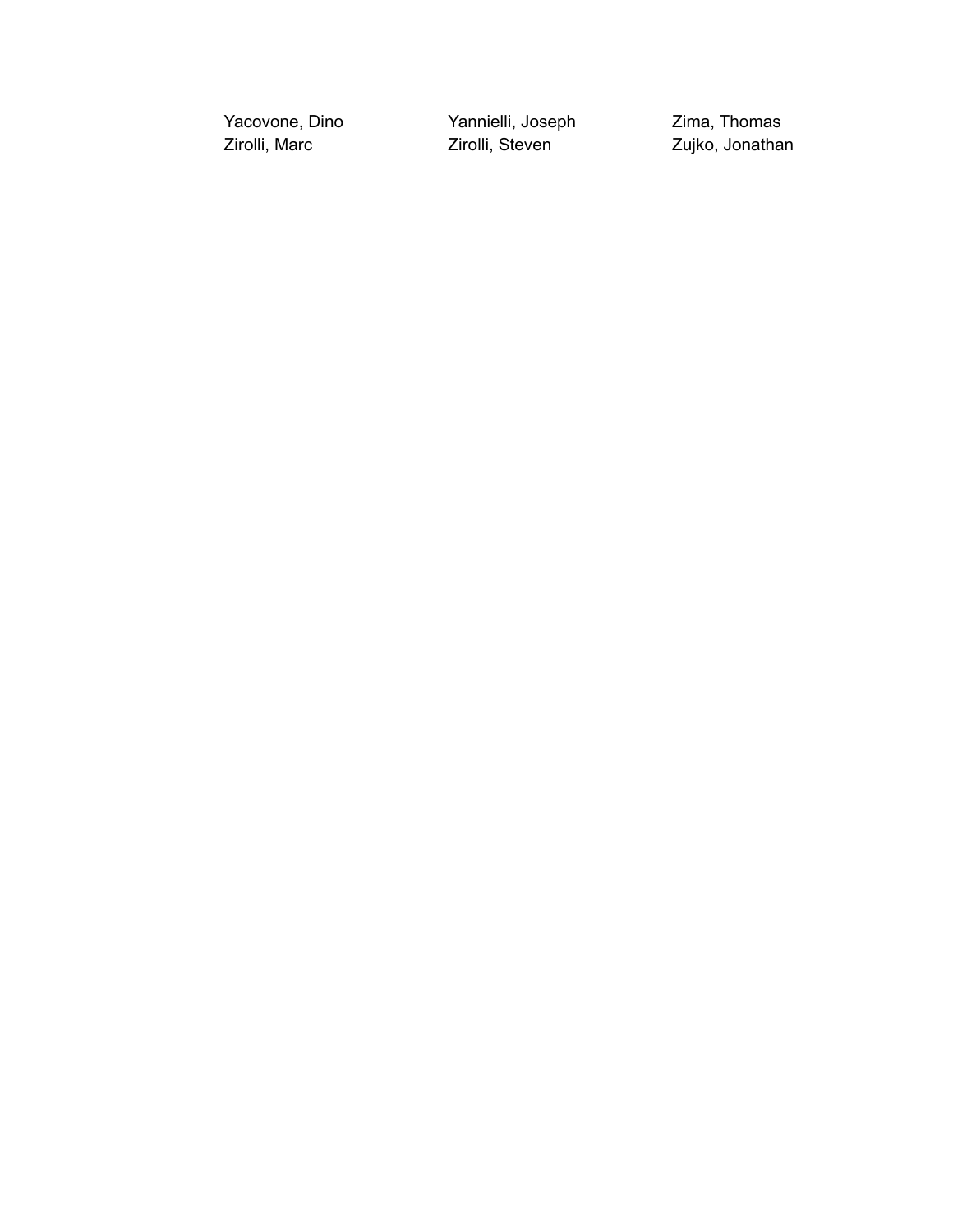| | | |
|---|---|---|
| Yacovone, Dino | Yannielli, Joseph | Zima, Thomas |
| Zirolli, Marc | Zirolli, Steven | Zujko, Jonathan |